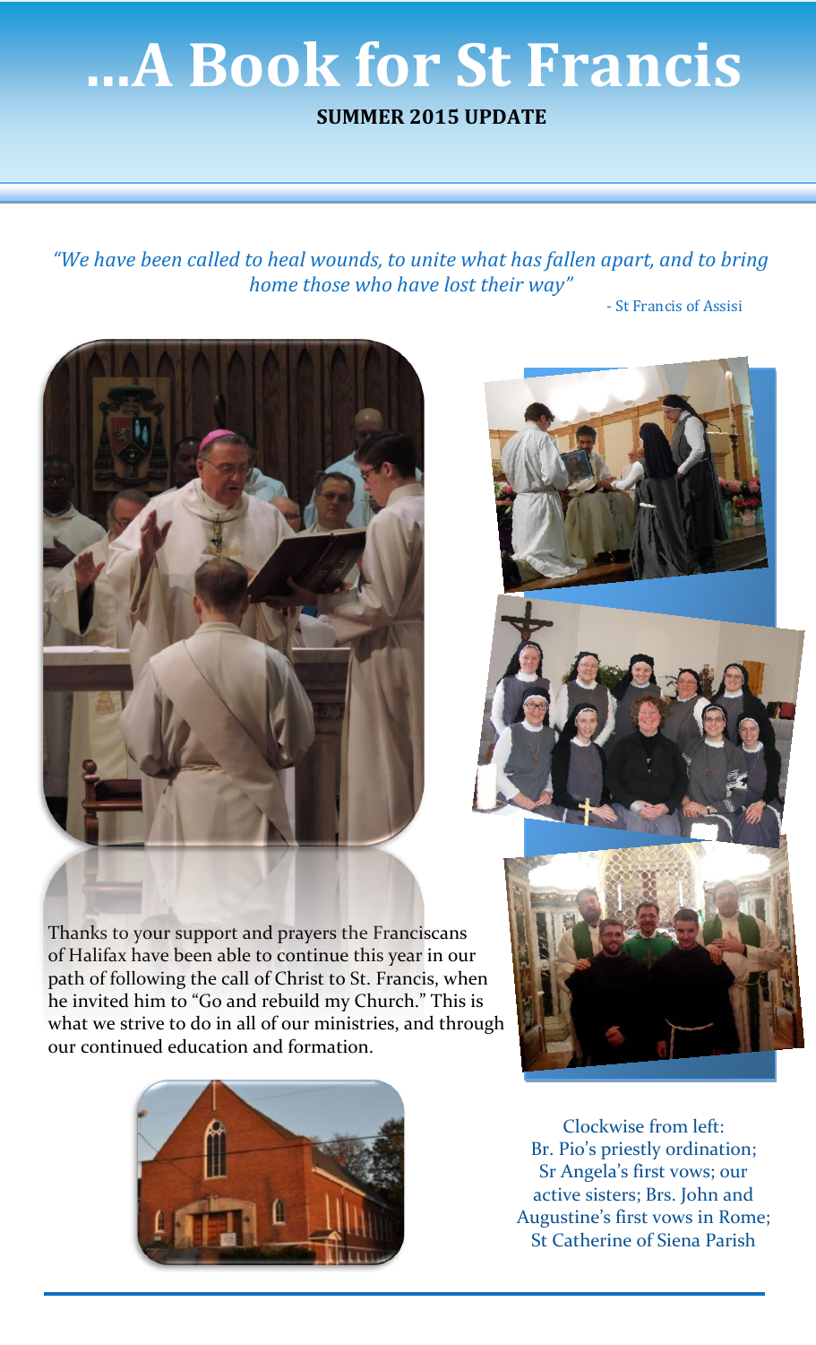# …A Book for St Francis

**SUMMER 2015 UPDATE**

*"We have been called to heal wounds, to unite what has fallen apart, and to bring home those who have lost their way"*

- St Francis of Assisi

Thanks to your support and prayers the Franciscans of Halifax have been able to continue this year in our path of following the call of Christ to St. Francis, when he invited him to "Go and rebuild my Church." This is what we strive to do in all of our ministries, and through our continued education and formation.

Clockwise from left: Br. Pio's priestly ordination; Sr Angela's first vows; our active sisters; Brs. John and Augustine's first vows in Rome; St Catherine of Siena Parish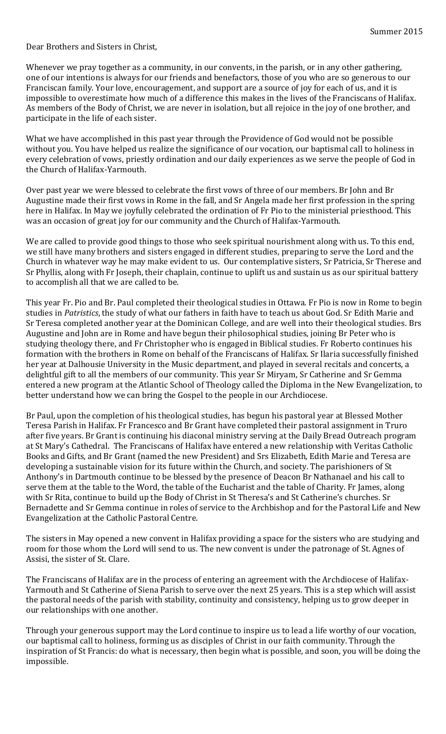Summer 2015

Dear Brothers and Sisters in Christ,

Whenever we pray together as a community, in our convents, in the parish, or in any other gathering, one of our intentions is always for our friends and benefactors, those of you who are so generous to our Franciscan family. Your love, encouragement, and support are a source of joy for each of us, and it is impossible to overestimate how much of a difference this makes in the lives of the Franciscans of Halifax. As members of the Body of Christ, we are never in isolation, but all rejoice in the joy of one brother, and participate in the life of each sister.

What we have accomplished in this past year through the Providence of God would not be possible without you. You have helped us realize the significance of our vocation, our baptismal call to holiness in every celebration of vows, priestly ordination and our daily experiences as we serve the people of God in the Church of Halifax-Yarmouth.

Over past year we were blessed to celebrate the first vows of three of our members. Br John and Br Augustine made their first vows in Rome in the fall, and Sr Angela made her first profession in the spring here in Halifax. In May we joyfully celebrated the ordination of Fr Pio to the ministerial priesthood. This was an occasion of great joy for our community and the Church of Halifax-Yarmouth.

We are called to provide good things to those who seek spiritual nourishment along with us. To this end, we still have many brothers and sisters engaged in different studies, preparing to serve the Lord and the Church in whatever way he may make evident to us. Our contemplative sisters, Sr Patricia, Sr Therese and Sr Phyllis, along with Fr Joseph, their chaplain, continue to uplift us and sustain us as our spiritual battery to accomplish all that we are called to be.

This year Fr. Pio and Br. Paul completed their theological studies in Ottawa. Fr Pio is now in Rome to begin studies in *Patristics*, the study of what our fathers in faith have to teach us about God. Sr Edith Marie and Sr Teresa completed another year at the Dominican College, and are well into their theological studies. Brs Augustine and John are in Rome and have begun their philosophical studies, joining Br Peter who is studying theology there, and Fr Christopher who is engaged in Biblical studies. Fr Roberto continues his formation with the brothers in Rome on behalf of the Franciscans of Halifax. Sr Ilaria successfully finished her year at Dalhousie University in the Music department, and played in several recitals and concerts, a delightful gift to all the members of our community. This year Sr Miryam, Sr Catherine and Sr Gemma entered a new program at the Atlantic School of Theology called the Diploma in the New Evangelization, to better understand how we can bring the Gospel to the people in our Archdiocese.

Br Paul, upon the completion of his theological studies, has begun his pastoral year at Blessed Mother Teresa Parish in Halifax. Fr Francesco and Br Grant have completed their pastoral assignment in Truro after five years. Br Grant is continuing his diaconal ministry serving at the Daily Bread Outreach program at St Mary's Cathedral. The Franciscans of Halifax have entered a new relationship with Veritas Catholic Books and Gifts, and Br Grant (named the new President) and Srs Elizabeth, Edith Marie and Teresa are developing a sustainable vision for its future within the Church, and society. The parishioners of St Anthony's in Dartmouth continue to be blessed by the presence of Deacon Br Nathanael and his call to serve them at the table to the Word, the table of the Eucharist and the table of Charity. Fr James, along with Sr Rita, continue to build up the Body of Christ in St Theresa's and St Catherine's churches. Sr Bernadette and Sr Gemma continue in roles of service to the Archbishop and for the Pastoral Life and New Evangelization at the Catholic Pastoral Centre.

The sisters in May opened a new convent in Halifax providing a space for the sisters who are studying and room for those whom the Lord will send to us. The new convent is under the patronage of St. Agnes of Assisi, the sister of St. Clare.

The Franciscans of Halifax are in the process of entering an agreement with the Archdiocese of Halifax-Yarmouth and St Catherine of Siena Parish to serve over the next 25 years. This is a step which will assist the pastoral needs of the parish with stability, continuity and consistency, helping us to grow deeper in our relationships with one another.

Through your generous support may the Lord continue to inspire us to lead a life worthy of our vocation, our baptismal call to holiness, forming us as disciples of Christ in our faith community. Through the inspiration of St Francis: do what is necessary, then begin what is possible, and soon, you will be doing the impossible.